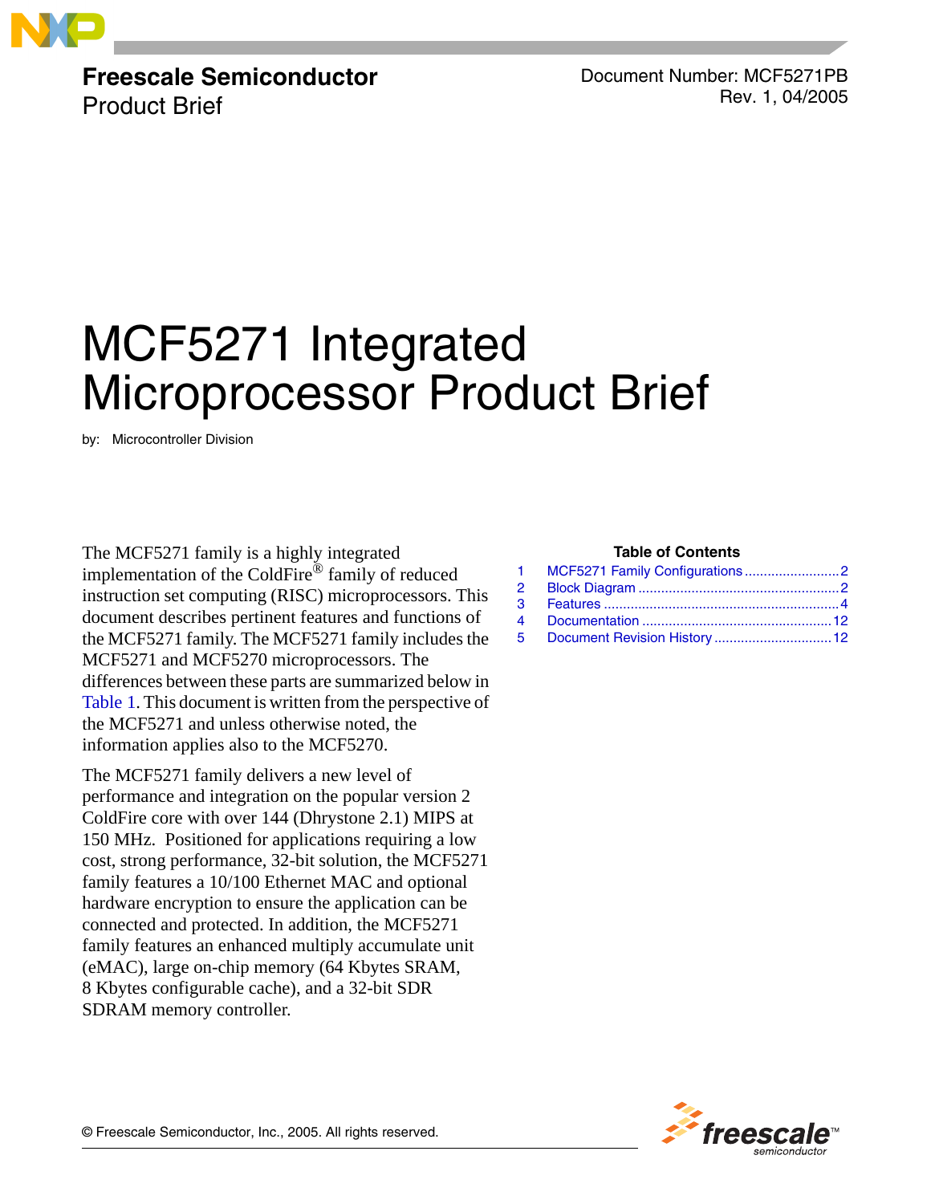**Freescale Semiconductor**
Product Brief

Document Number: MCF5271PB
Rev. 1, 04/2005

# MCF5271 Integrated Microprocessor Product Brief

by: Microcontroller Division

The MCF5271 family is a highly integrated implementation of the ColdFire® family of reduced instruction set computing (RISC) microprocessors. This document describes pertinent features and functions of the MCF5271 family. The MCF5271 family includes the MCF5271 and MCF5270 microprocessors. The differences between these parts are summarized below in Table 1. This document is written from the perspective of the MCF5271 and unless otherwise noted, the information applies also to the MCF5270.

The MCF5271 family delivers a new level of performance and integration on the popular version 2 ColdFire core with over 144 (Dhrystone 2.1) MIPS at 150 MHz. Positioned for applications requiring a low cost, strong performance, 32-bit solution, the MCF5271 family features a 10/100 Ethernet MAC and optional hardware encryption to ensure the application can be connected and protected. In addition, the MCF5271 family features an enhanced multiply accumulate unit (eMAC), large on-chip memory (64 Kbytes SRAM, 8 Kbytes configurable cache), and a 32-bit SDR SDRAM memory controller.

**Table of Contents**

| | | |
|---|---|---|
| 1 | MCF5271 Family Configurations | 2 |
| 2 | Block Diagram | 2 |
| 3 | Features | 4 |
| 4 | Documentation | 12 |
| 5 | Document Revision History | 12 |

© Freescale Semiconductor, Inc., 2005. All rights reserved.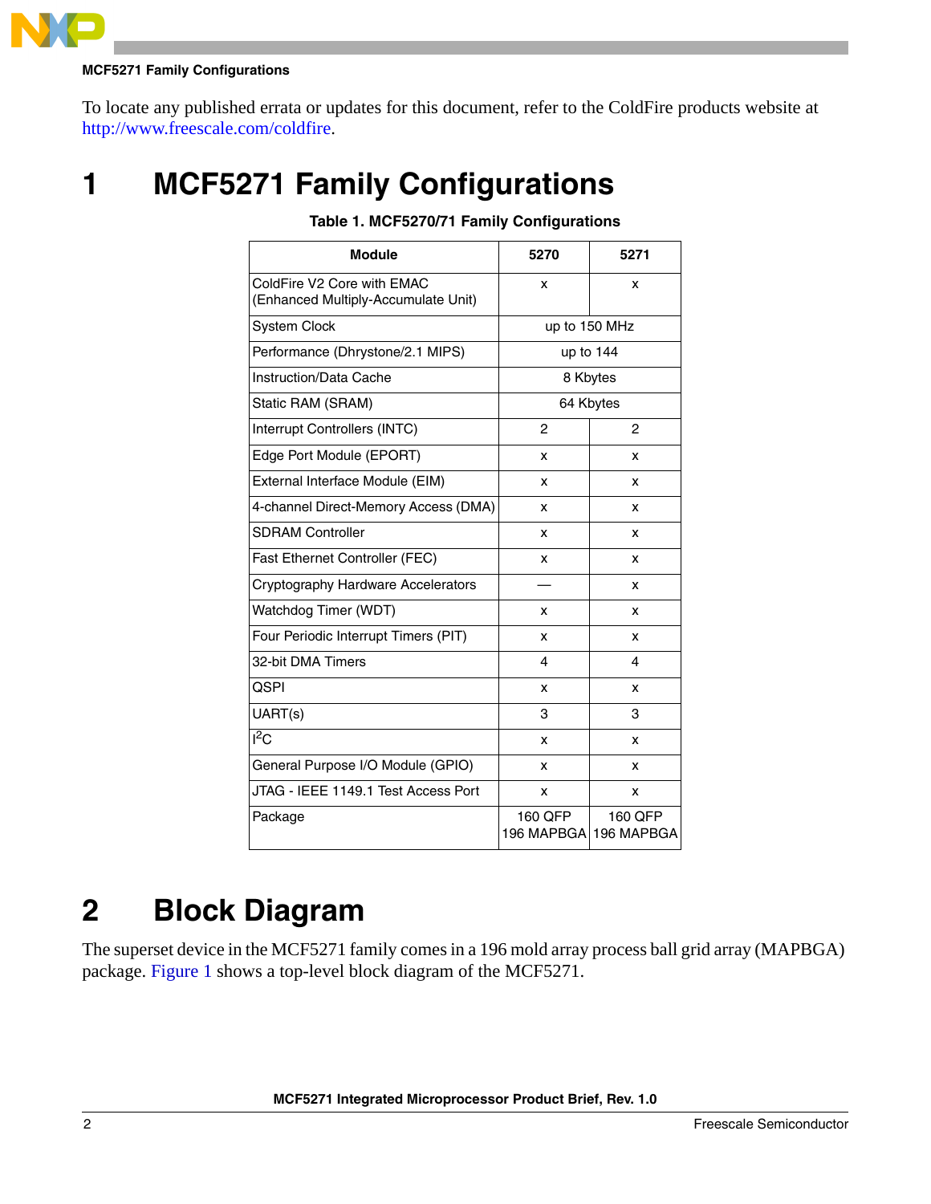To locate any published errata or updates for this document, refer to the ColdFire products website at http://www.freescale.com/coldfire.

# 1 MCF5271 Family Configurations

**Table 1. MCF5270/71 Family Configurations**

| Module | 5270 | 5271 |
|---|---|---|
| ColdFire V2 Core with EMAC (Enhanced Multiply-Accumulate Unit) | x | x |
| System Clock | up to 150 MHz | |
| Performance (Dhrystone/2.1 MIPS) | up to 144 | |
| Instruction/Data Cache | 8 Kbytes | |
| Static RAM (SRAM) | 64 Kbytes | |
| Interrupt Controllers (INTC) | 2 | 2 |
| Edge Port Module (EPORT) | x | x |
| External Interface Module (EIM) | x | x |
| 4-channel Direct-Memory Access (DMA) | x | x |
| SDRAM Controller | x | x |
| Fast Ethernet Controller (FEC) | x | x |
| Cryptography Hardware Accelerators | — | x |
| Watchdog Timer (WDT) | x | x |
| Four Periodic Interrupt Timers (PIT) | x | x |
| 32-bit DMA Timers | 4 | 4 |
| QSPI | x | x |
| UART(s) | 3 | 3 |
| $I^2C$ | x | x |
| General Purpose I/O Module (GPIO) | x | x |
| JTAG - IEEE 1149.1 Test Access Port | x | x |
| Package | 160 QFP 196 MAPBGA | 160 QFP 196 MAPBGA |

# 2 Block Diagram

The superset device in the MCF5271 family comes in a 196 mold array process ball grid array (MAPBGA) package. Figure 1 shows a top-level block diagram of the MCF5271.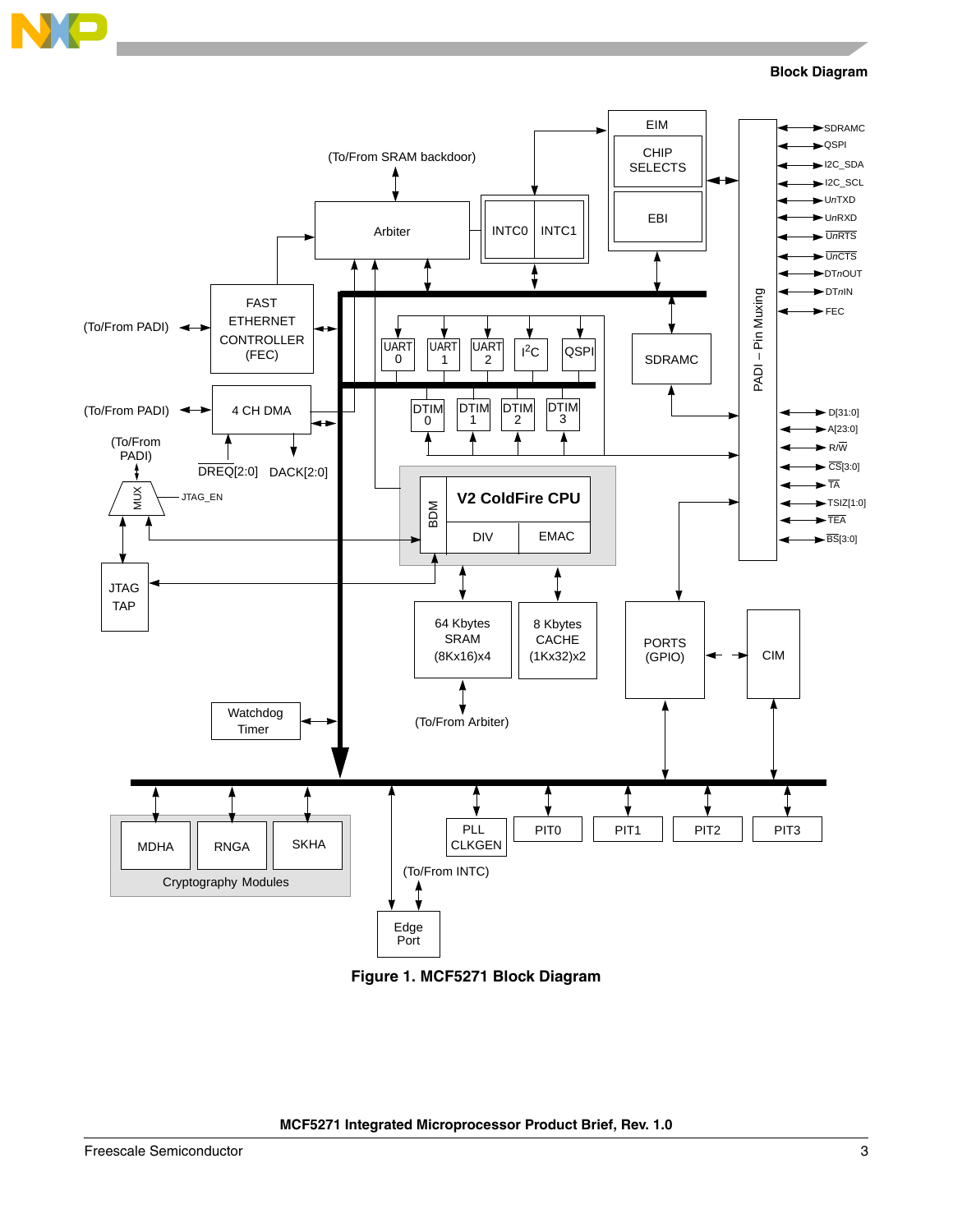Figure 1. MCF5271 Block Diagram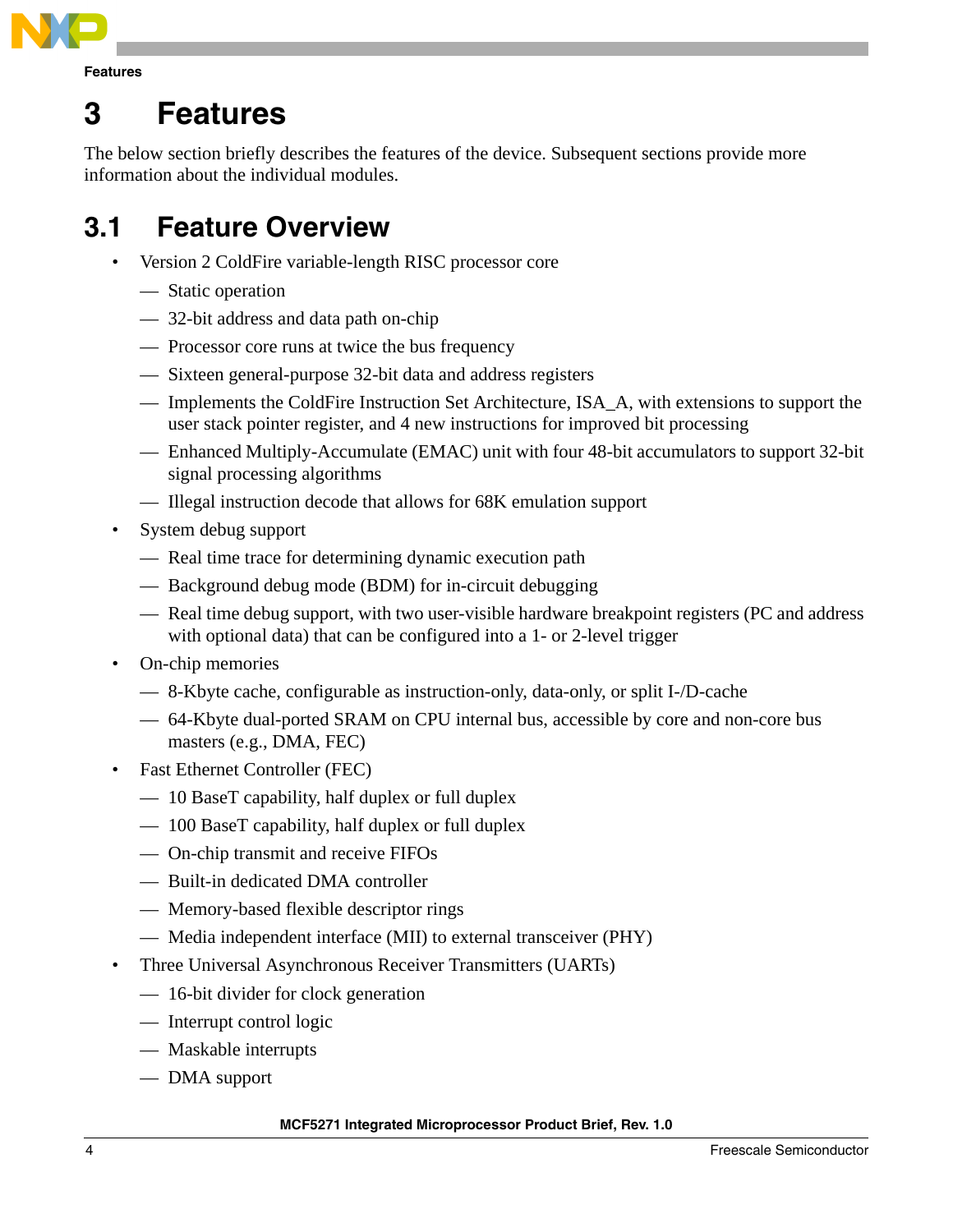# 3 Features

The below section briefly describes the features of the device. Subsequent sections provide more information about the individual modules.

## 3.1 Feature Overview

- Version 2 ColdFire variable-length RISC processor core
  - Static operation
  - 32-bit address and data path on-chip
  - Processor core runs at twice the bus frequency
  - Sixteen general-purpose 32-bit data and address registers
  - Implements the ColdFire Instruction Set Architecture, ISA_A, with extensions to support the user stack pointer register, and 4 new instructions for improved bit processing
  - Enhanced Multiply-Accumulate (EMAC) unit with four 48-bit accumulators to support 32-bit signal processing algorithms
  - Illegal instruction decode that allows for 68K emulation support
- System debug support
  - Real time trace for determining dynamic execution path
  - Background debug mode (BDM) for in-circuit debugging
  - Real time debug support, with two user-visible hardware breakpoint registers (PC and address with optional data) that can be configured into a 1- or 2-level trigger
- On-chip memories
  - 8-Kbyte cache, configurable as instruction-only, data-only, or split I-/D-cache
  - 64-Kbyte dual-ported SRAM on CPU internal bus, accessible by core and non-core bus masters (e.g., DMA, FEC)
- Fast Ethernet Controller (FEC)
  - 10 BaseT capability, half duplex or full duplex
  - 100 BaseT capability, half duplex or full duplex
  - On-chip transmit and receive FIFOs
  - Built-in dedicated DMA controller
  - Memory-based flexible descriptor rings
  - Media independent interface (MII) to external transceiver (PHY)
- Three Universal Asynchronous Receiver Transmitters (UARTs)
  - 16-bit divider for clock generation
  - Interrupt control logic
  - Maskable interrupts
  - DMA support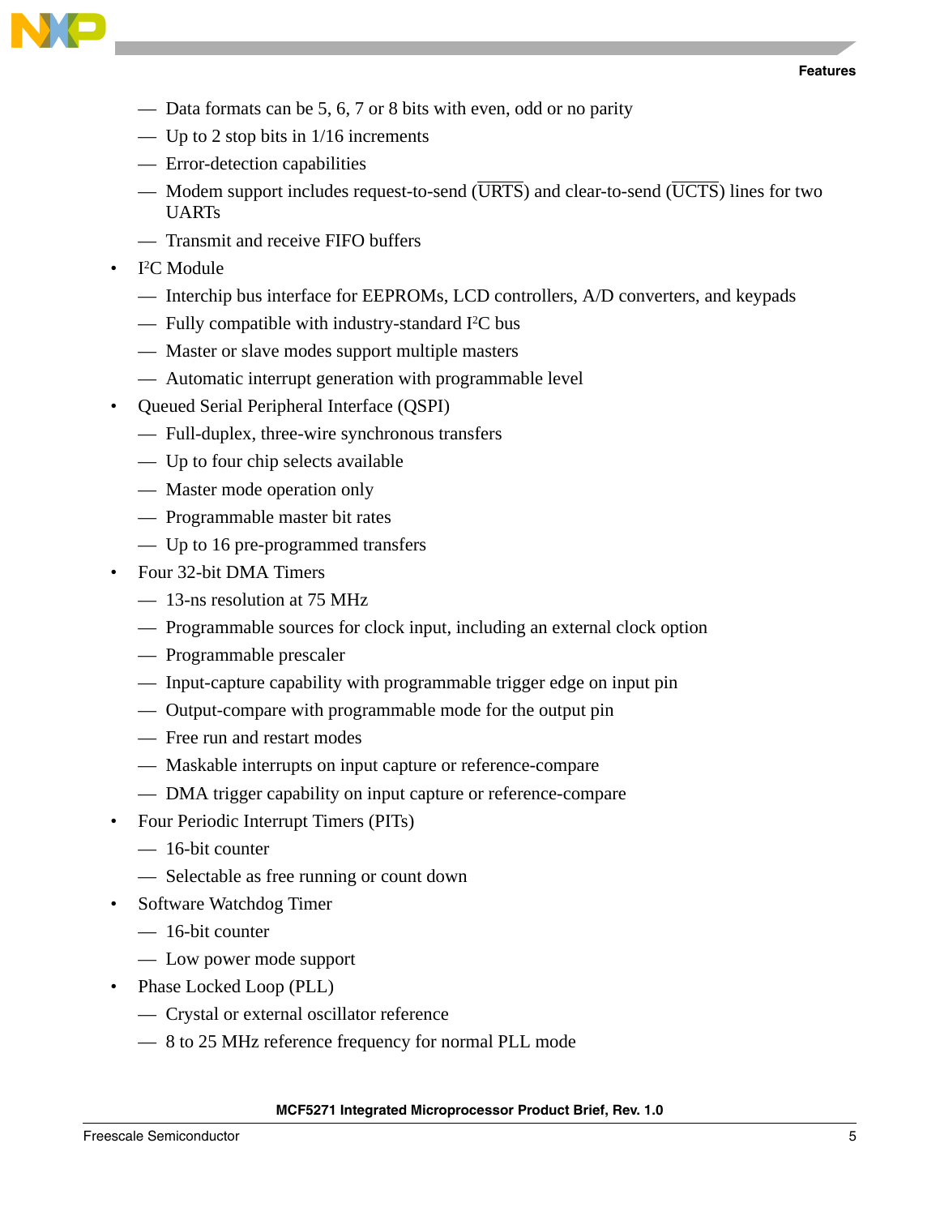- Data formats can be 5, 6, 7 or 8 bits with even, odd or no parity
  - Up to 2 stop bits in 1/16 increments
  - Error-detection capabilities
  - Modem support includes request-to-send ($\overline{\text{URTS}}$) and clear-to-send ($\overline{\text{UCTS}}$) lines for two UARTs
  - Transmit and receive FIFO buffers
- I²C Module
  - Interchip bus interface for EEPROMs, LCD controllers, A/D converters, and keypads
  - Fully compatible with industry-standard I²C bus
  - Master or slave modes support multiple masters
  - Automatic interrupt generation with programmable level
- Queued Serial Peripheral Interface (QSPI)
  - Full-duplex, three-wire synchronous transfers
  - Up to four chip selects available
  - Master mode operation only
  - Programmable master bit rates
  - Up to 16 pre-programmed transfers
- Four 32-bit DMA Timers
  - 13-ns resolution at 75 MHz
  - Programmable sources for clock input, including an external clock option
  - Programmable prescaler
  - Input-capture capability with programmable trigger edge on input pin
  - Output-compare with programmable mode for the output pin
  - Free run and restart modes
  - Maskable interrupts on input capture or reference-compare
  - DMA trigger capability on input capture or reference-compare
- Four Periodic Interrupt Timers (PITs)
  - 16-bit counter
  - Selectable as free running or count down
- Software Watchdog Timer
  - 16-bit counter
  - Low power mode support
- Phase Locked Loop (PLL)
  - Crystal or external oscillator reference
  - 8 to 25 MHz reference frequency for normal PLL mode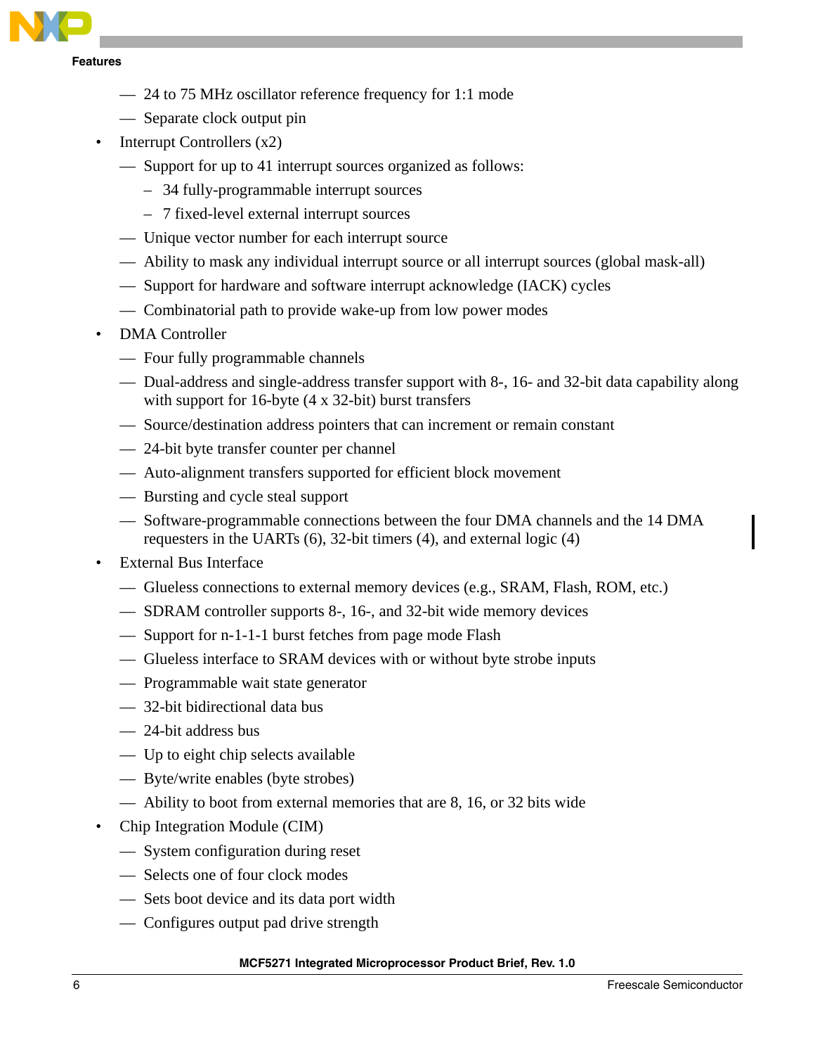- 24 to 75 MHz oscillator reference frequency for 1:1 mode
  - Separate clock output pin
- Interrupt Controllers (x2)
  - Support for up to 41 interrupt sources organized as follows:
    - 34 fully-programmable interrupt sources
    - 7 fixed-level external interrupt sources
  - Unique vector number for each interrupt source
  - Ability to mask any individual interrupt source or all interrupt sources (global mask-all)
  - Support for hardware and software interrupt acknowledge (IACK) cycles
  - Combinatorial path to provide wake-up from low power modes
- DMA Controller
  - Four fully programmable channels
  - Dual-address and single-address transfer support with 8-, 16- and 32-bit data capability along with support for 16-byte (4 x 32-bit) burst transfers
  - Source/destination address pointers that can increment or remain constant
  - 24-bit byte transfer counter per channel
  - Auto-alignment transfers supported for efficient block movement
  - Bursting and cycle steal support
  - Software-programmable connections between the four DMA channels and the 14 DMA requesters in the UARTs (6), 32-bit timers (4), and external logic (4)
- External Bus Interface
  - Glueless connections to external memory devices (e.g., SRAM, Flash, ROM, etc.)
  - SDRAM controller supports 8-, 16-, and 32-bit wide memory devices
  - Support for n-1-1-1 burst fetches from page mode Flash
  - Glueless interface to SRAM devices with or without byte strobe inputs
  - Programmable wait state generator
  - 32-bit bidirectional data bus
  - 24-bit address bus
  - Up to eight chip selects available
  - Byte/write enables (byte strobes)
  - Ability to boot from external memories that are 8, 16, or 32 bits wide
- Chip Integration Module (CIM)
  - System configuration during reset
  - Selects one of four clock modes
  - Sets boot device and its data port width
  - Configures output pad drive strength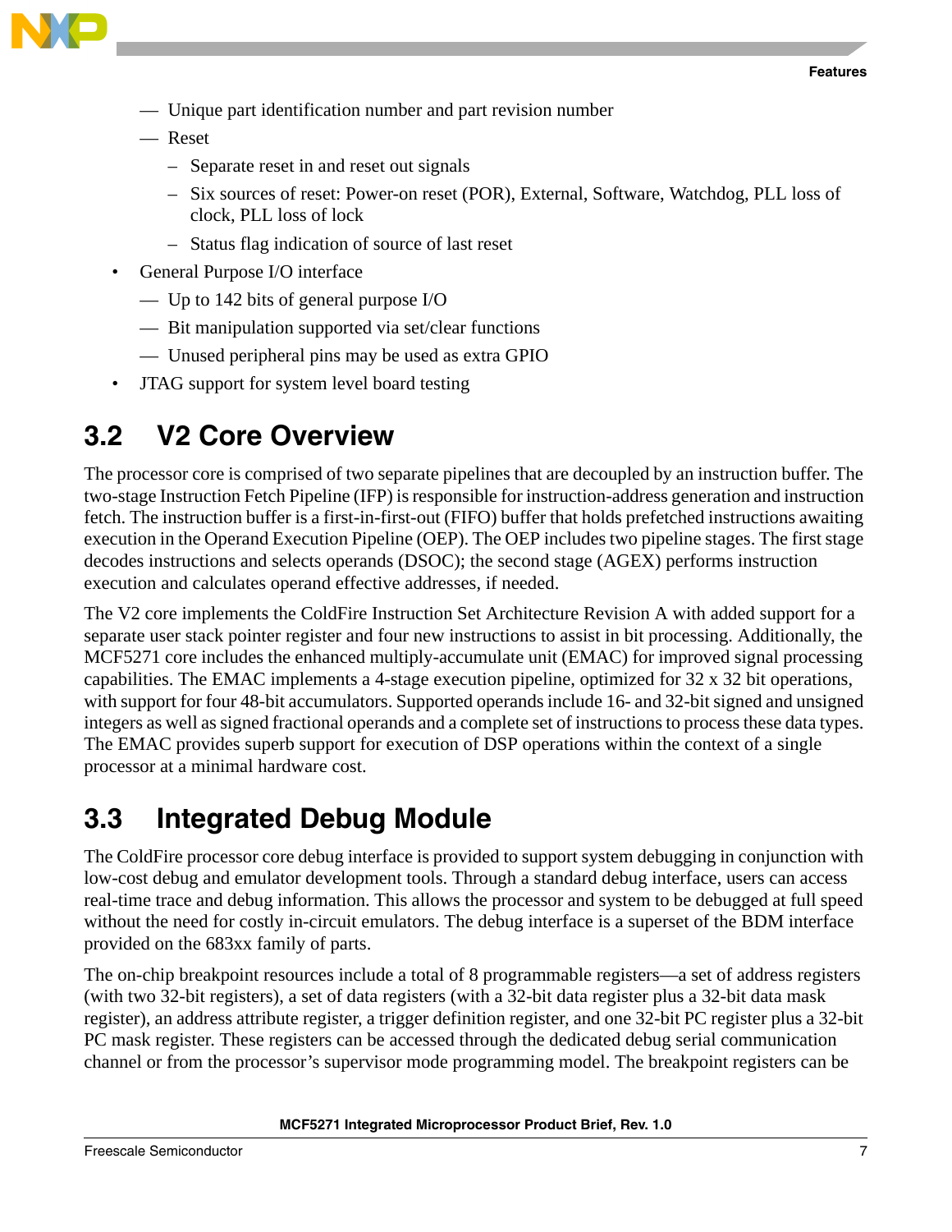- Unique part identification number and part revision number
- Reset
  - Separate reset in and reset out signals
  - Six sources of reset: Power-on reset (POR), External, Software, Watchdog, PLL loss of clock, PLL loss of lock
  - Status flag indication of source of last reset

- General Purpose I/O interface
  - Up to 142 bits of general purpose I/O
  - Bit manipulation supported via set/clear functions
  - Unused peripheral pins may be used as extra GPIO
- JTAG support for system level board testing

## 3.2 V2 Core Overview

The processor core is comprised of two separate pipelines that are decoupled by an instruction buffer. The two-stage Instruction Fetch Pipeline (IFP) is responsible for instruction-address generation and instruction fetch. The instruction buffer is a first-in-first-out (FIFO) buffer that holds prefetched instructions awaiting execution in the Operand Execution Pipeline (OEP). The OEP includes two pipeline stages. The first stage decodes instructions and selects operands (DSOC); the second stage (AGEX) performs instruction execution and calculates operand effective addresses, if needed.

The V2 core implements the ColdFire Instruction Set Architecture Revision A with added support for a separate user stack pointer register and four new instructions to assist in bit processing. Additionally, the MCF5271 core includes the enhanced multiply-accumulate unit (EMAC) for improved signal processing capabilities. The EMAC implements a 4-stage execution pipeline, optimized for 32 x 32 bit operations, with support for four 48-bit accumulators. Supported operands include 16- and 32-bit signed and unsigned integers as well as signed fractional operands and a complete set of instructions to process these data types. The EMAC provides superb support for execution of DSP operations within the context of a single processor at a minimal hardware cost.

## 3.3 Integrated Debug Module

The ColdFire processor core debug interface is provided to support system debugging in conjunction with low-cost debug and emulator development tools. Through a standard debug interface, users can access real-time trace and debug information. This allows the processor and system to be debugged at full speed without the need for costly in-circuit emulators. The debug interface is a superset of the BDM interface provided on the 683xx family of parts.

The on-chip breakpoint resources include a total of 8 programmable registers—a set of address registers (with two 32-bit registers), a set of data registers (with a 32-bit data register plus a 32-bit data mask register), an address attribute register, a trigger definition register, and one 32-bit PC register plus a 32-bit PC mask register. These registers can be accessed through the dedicated debug serial communication channel or from the processor's supervisor mode programming model. The breakpoint registers can be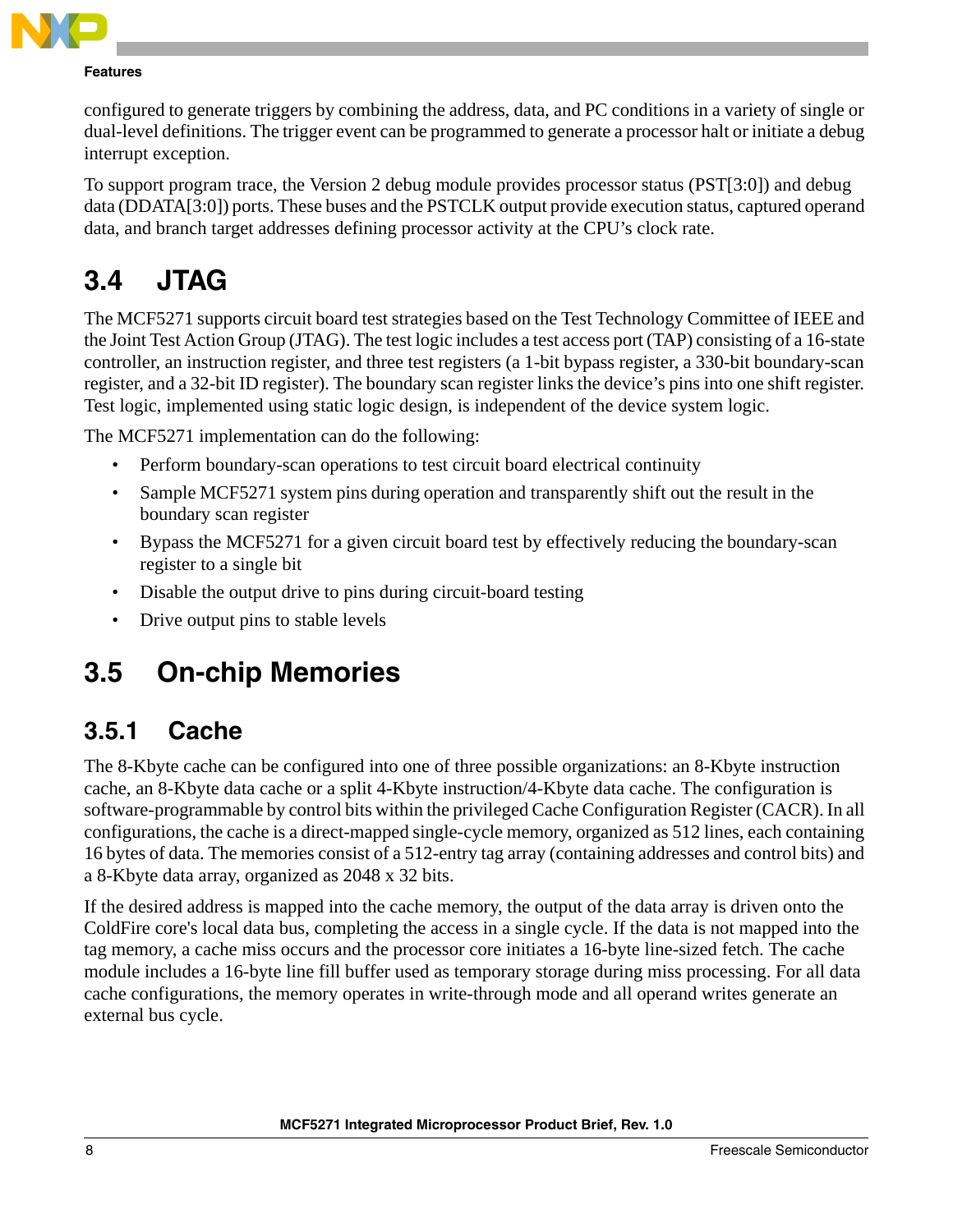configured to generate triggers by combining the address, data, and PC conditions in a variety of single or dual-level definitions. The trigger event can be programmed to generate a processor halt or initiate a debug interrupt exception.

To support program trace, the Version 2 debug module provides processor status (PST[3:0]) and debug data (DDATA[3:0]) ports. These buses and the PSTCLK output provide execution status, captured operand data, and branch target addresses defining processor activity at the CPU's clock rate.

## 3.4 JTAG

The MCF5271 supports circuit board test strategies based on the Test Technology Committee of IEEE and the Joint Test Action Group (JTAG). The test logic includes a test access port (TAP) consisting of a 16-state controller, an instruction register, and three test registers (a 1-bit bypass register, a 330-bit boundary-scan register, and a 32-bit ID register). The boundary scan register links the device's pins into one shift register. Test logic, implemented using static logic design, is independent of the device system logic.

The MCF5271 implementation can do the following:

- Perform boundary-scan operations to test circuit board electrical continuity
- Sample MCF5271 system pins during operation and transparently shift out the result in the boundary scan register
- Bypass the MCF5271 for a given circuit board test by effectively reducing the boundary-scan register to a single bit
- Disable the output drive to pins during circuit-board testing
- Drive output pins to stable levels

## 3.5 On-chip Memories

### 3.5.1 Cache

The 8-Kbyte cache can be configured into one of three possible organizations: an 8-Kbyte instruction cache, an 8-Kbyte data cache or a split 4-Kbyte instruction/4-Kbyte data cache. The configuration is software-programmable by control bits within the privileged Cache Configuration Register (CACR). In all configurations, the cache is a direct-mapped single-cycle memory, organized as 512 lines, each containing 16 bytes of data. The memories consist of a 512-entry tag array (containing addresses and control bits) and a 8-Kbyte data array, organized as 2048 x 32 bits.

If the desired address is mapped into the cache memory, the output of the data array is driven onto the ColdFire core's local data bus, completing the access in a single cycle. If the data is not mapped into the tag memory, a cache miss occurs and the processor core initiates a 16-byte line-sized fetch. The cache module includes a 16-byte line fill buffer used as temporary storage during miss processing. For all data cache configurations, the memory operates in write-through mode and all operand writes generate an external bus cycle.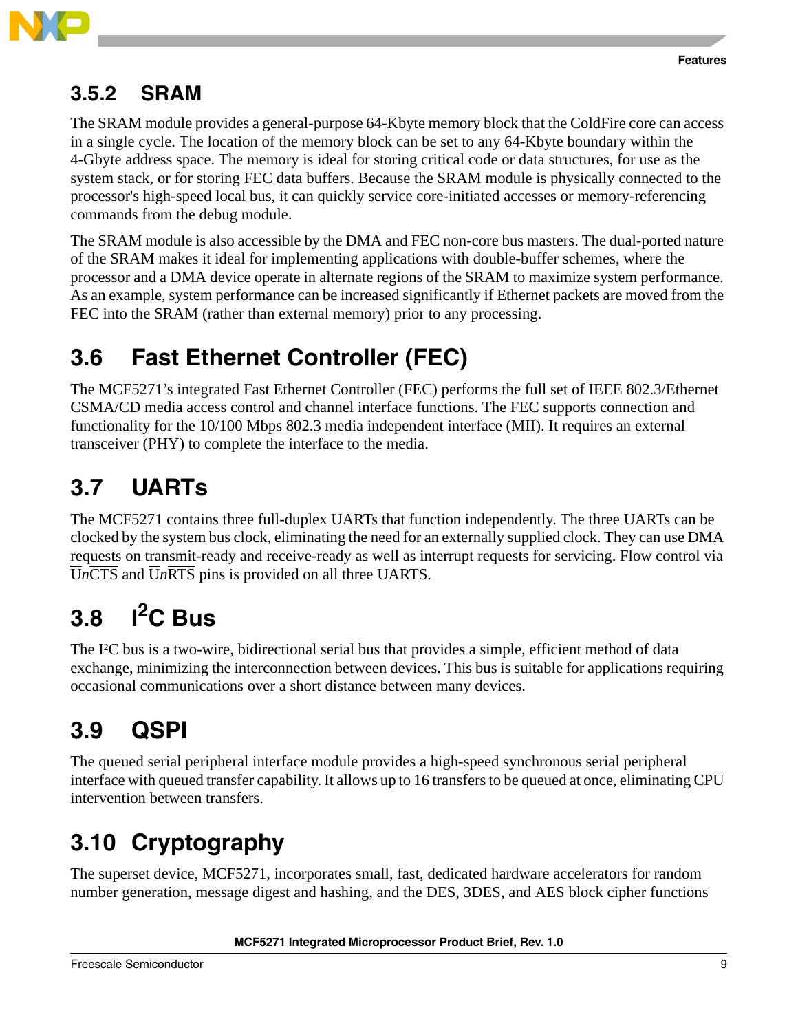### 3.5.2 SRAM

The SRAM module provides a general-purpose 64-Kbyte memory block that the ColdFire core can access in a single cycle. The location of the memory block can be set to any 64-Kbyte boundary within the 4-Gbyte address space. The memory is ideal for storing critical code or data structures, for use as the system stack, or for storing FEC data buffers. Because the SRAM module is physically connected to the processor's high-speed local bus, it can quickly service core-initiated accesses or memory-referencing commands from the debug module.

The SRAM module is also accessible by the DMA and FEC non-core bus masters. The dual-ported nature of the SRAM makes it ideal for implementing applications with double-buffer schemes, where the processor and a DMA device operate in alternate regions of the SRAM to maximize system performance. As an example, system performance can be increased significantly if Ethernet packets are moved from the FEC into the SRAM (rather than external memory) prior to any processing.

## 3.6 Fast Ethernet Controller (FEC)

The MCF5271's integrated Fast Ethernet Controller (FEC) performs the full set of IEEE 802.3/Ethernet CSMA/CD media access control and channel interface functions. The FEC supports connection and functionality for the 10/100 Mbps 802.3 media independent interface (MII). It requires an external transceiver (PHY) to complete the interface to the media.

## 3.7 UARTs

The MCF5271 contains three full-duplex UARTs that function independently. The three UARTs can be clocked by the system bus clock, eliminating the need for an externally supplied clock. They can use DMA requests on transmit-ready and receive-ready as well as interrupt requests for servicing. Flow control via $\overline{\text{U}n\text{CTS}}$ and $\overline{\text{U}n\text{RTS}}$ pins is provided on all three UARTS.

## 3.8 I²C Bus

The I²C bus is a two-wire, bidirectional serial bus that provides a simple, efficient method of data exchange, minimizing the interconnection between devices. This bus is suitable for applications requiring occasional communications over a short distance between many devices.

## 3.9 QSPI

The queued serial peripheral interface module provides a high-speed synchronous serial peripheral interface with queued transfer capability. It allows up to 16 transfers to be queued at once, eliminating CPU intervention between transfers.

## 3.10 Cryptography

The superset device, MCF5271, incorporates small, fast, dedicated hardware accelerators for random number generation, message digest and hashing, and the DES, 3DES, and AES block cipher functions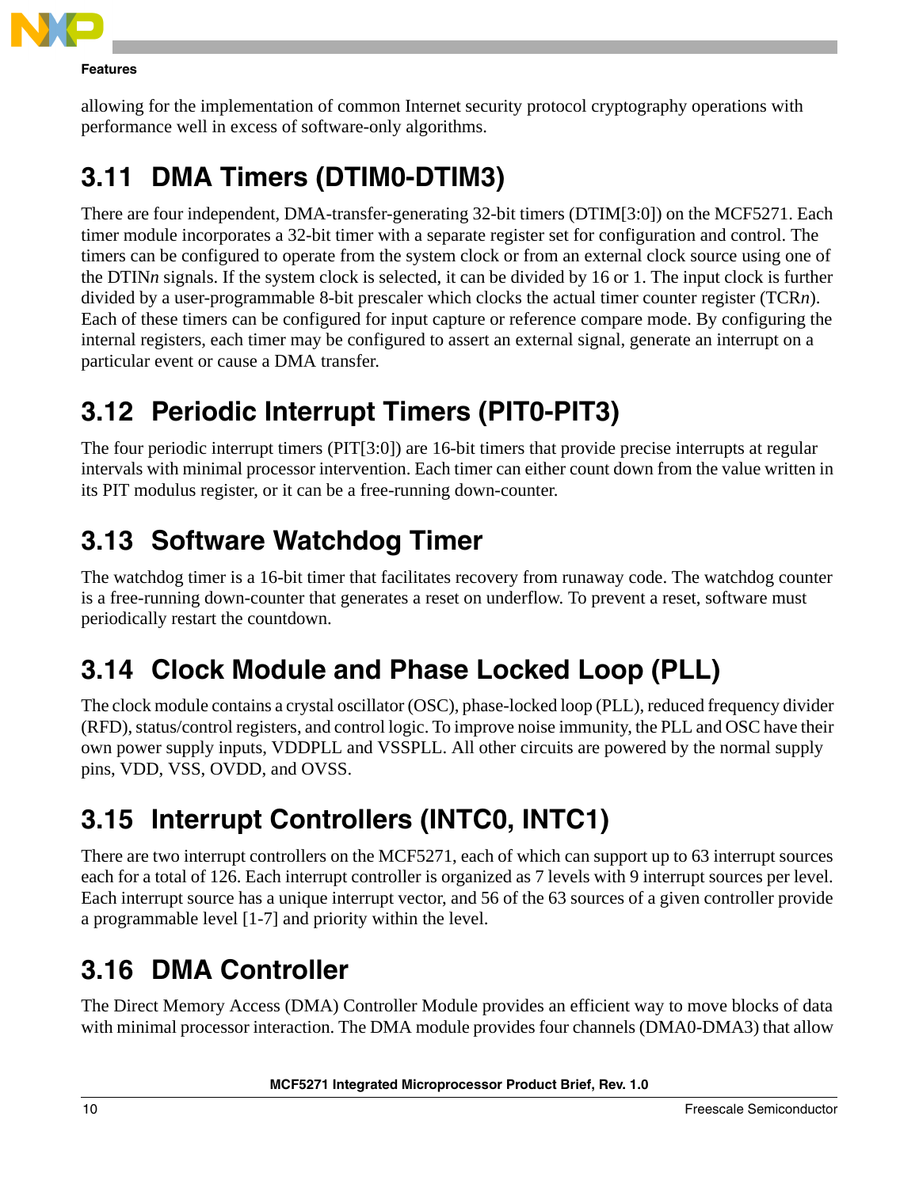allowing for the implementation of common Internet security protocol cryptography operations with performance well in excess of software-only algorithms.

## 3.11 DMA Timers (DTIM0-DTIM3)

There are four independent, DMA-transfer-generating 32-bit timers (DTIM[3:0]) on the MCF5271. Each timer module incorporates a 32-bit timer with a separate register set for configuration and control. The timers can be configured to operate from the system clock or from an external clock source using one of the DTIN*n* signals. If the system clock is selected, it can be divided by 16 or 1. The input clock is further divided by a user-programmable 8-bit prescaler which clocks the actual timer counter register (TCR*n*). Each of these timers can be configured for input capture or reference compare mode. By configuring the internal registers, each timer may be configured to assert an external signal, generate an interrupt on a particular event or cause a DMA transfer.

## 3.12 Periodic Interrupt Timers (PIT0-PIT3)

The four periodic interrupt timers (PIT[3:0]) are 16-bit timers that provide precise interrupts at regular intervals with minimal processor intervention. Each timer can either count down from the value written in its PIT modulus register, or it can be a free-running down-counter.

## 3.13 Software Watchdog Timer

The watchdog timer is a 16-bit timer that facilitates recovery from runaway code. The watchdog counter is a free-running down-counter that generates a reset on underflow. To prevent a reset, software must periodically restart the countdown.

## 3.14 Clock Module and Phase Locked Loop (PLL)

The clock module contains a crystal oscillator (OSC), phase-locked loop (PLL), reduced frequency divider (RFD), status/control registers, and control logic. To improve noise immunity, the PLL and OSC have their own power supply inputs, VDDPLL and VSSPLL. All other circuits are powered by the normal supply pins, VDD, VSS, OVDD, and OVSS.

## 3.15 Interrupt Controllers (INTC0, INTC1)

There are two interrupt controllers on the MCF5271, each of which can support up to 63 interrupt sources each for a total of 126. Each interrupt controller is organized as 7 levels with 9 interrupt sources per level. Each interrupt source has a unique interrupt vector, and 56 of the 63 sources of a given controller provide a programmable level [1-7] and priority within the level.

## 3.16 DMA Controller

The Direct Memory Access (DMA) Controller Module provides an efficient way to move blocks of data with minimal processor interaction. The DMA module provides four channels (DMA0-DMA3) that allow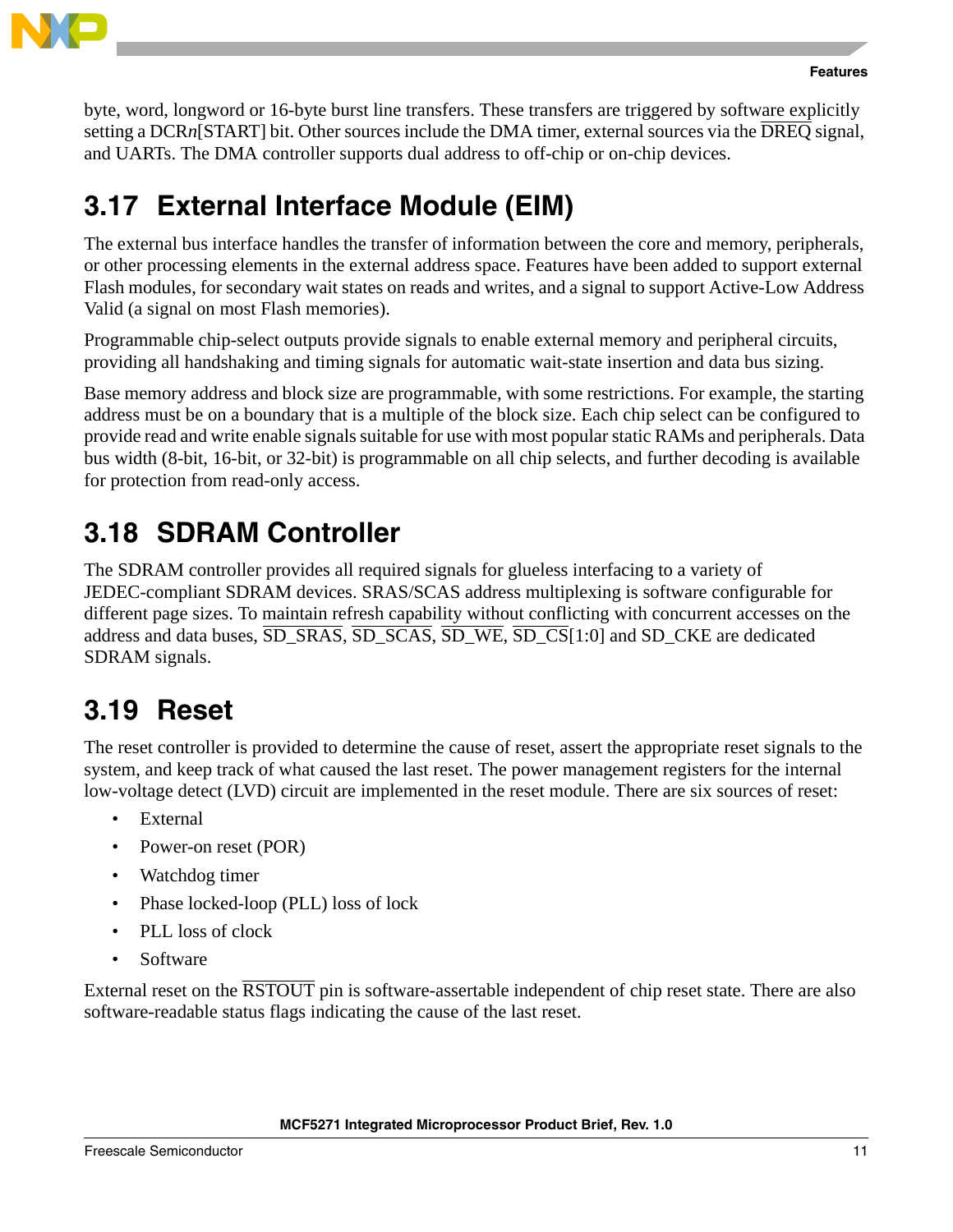byte, word, longword or 16-byte burst line transfers. These transfers are triggered by software explicitly setting a DCR*n*[START] bit. Other sources include the DMA timer, external sources via the $\overline{\text{DREQ}}$ signal, and UARTs. The DMA controller supports dual address to off-chip or on-chip devices.

## 3.17 External Interface Module (EIM)

The external bus interface handles the transfer of information between the core and memory, peripherals, or other processing elements in the external address space. Features have been added to support external Flash modules, for secondary wait states on reads and writes, and a signal to support Active-Low Address Valid (a signal on most Flash memories).

Programmable chip-select outputs provide signals to enable external memory and peripheral circuits, providing all handshaking and timing signals for automatic wait-state insertion and data bus sizing.

Base memory address and block size are programmable, with some restrictions. For example, the starting address must be on a boundary that is a multiple of the block size. Each chip select can be configured to provide read and write enable signals suitable for use with most popular static RAMs and peripherals. Data bus width (8-bit, 16-bit, or 32-bit) is programmable on all chip selects, and further decoding is available for protection from read-only access.

## 3.18 SDRAM Controller

The SDRAM controller provides all required signals for glueless interfacing to a variety of JEDEC-compliant SDRAM devices. SRAS/SCAS address multiplexing is software configurable for different page sizes. To maintain refresh capability without conflicting with concurrent accesses on the address and data buses, $\overline{\text{SD\_SRAS}}$, $\overline{\text{SD\_SCAS}}$, $\overline{\text{SD\_WE}}$, $\overline{\text{SD\_CS}}$[1:0] and SD_CKE are dedicated SDRAM signals.

## 3.19 Reset

The reset controller is provided to determine the cause of reset, assert the appropriate reset signals to the system, and keep track of what caused the last reset. The power management registers for the internal low-voltage detect (LVD) circuit are implemented in the reset module. There are six sources of reset:

- External
- Power-on reset (POR)
- Watchdog timer
- Phase locked-loop (PLL) loss of lock
- PLL loss of clock
- Software

External reset on the $\overline{\text{RSTOUT}}$ pin is software-assertable independent of chip reset state. There are also software-readable status flags indicating the cause of the last reset.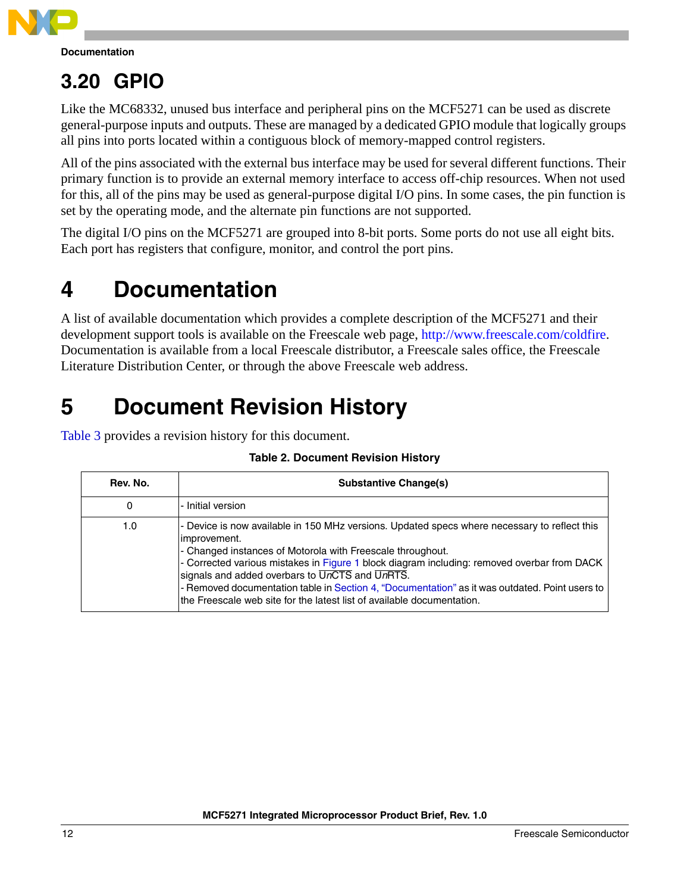## 3.20 GPIO

Like the MC68332, unused bus interface and peripheral pins on the MCF5271 can be used as discrete general-purpose inputs and outputs. These are managed by a dedicated GPIO module that logically groups all pins into ports located within a contiguous block of memory-mapped control registers.

All of the pins associated with the external bus interface may be used for several different functions. Their primary function is to provide an external memory interface to access off-chip resources. When not used for this, all of the pins may be used as general-purpose digital I/O pins. In some cases, the pin function is set by the operating mode, and the alternate pin functions are not supported.

The digital I/O pins on the MCF5271 are grouped into 8-bit ports. Some ports do not use all eight bits. Each port has registers that configure, monitor, and control the port pins.

# 4 Documentation

A list of available documentation which provides a complete description of the MCF5271 and their development support tools is available on the Freescale web page, http://www.freescale.com/coldfire. Documentation is available from a local Freescale distributor, a Freescale sales office, the Freescale Literature Distribution Center, or through the above Freescale web address.

# 5 Document Revision History

Table 3 provides a revision history for this document.

**Table 2. Document Revision History**

| Rev. No. | Substantive Change(s) |
| --- | --- |
| 0 | - Initial version |
| 1.0 | - Device is now available in 150 MHz versions. Updated specs where necessary to reflect this improvement.<br>- Changed instances of Motorola with Freescale throughout.<br>- Corrected various mistakes in Figure 1 block diagram including: removed overbar from DACK signals and added overbars to $\overline{\text{U}n\text{CTS}}$ and $\overline{\text{U}n\text{RTS}}$.<br>- Removed documentation table in Section 4, "Documentation" as it was outdated. Point users to the Freescale web site for the latest list of available documentation. |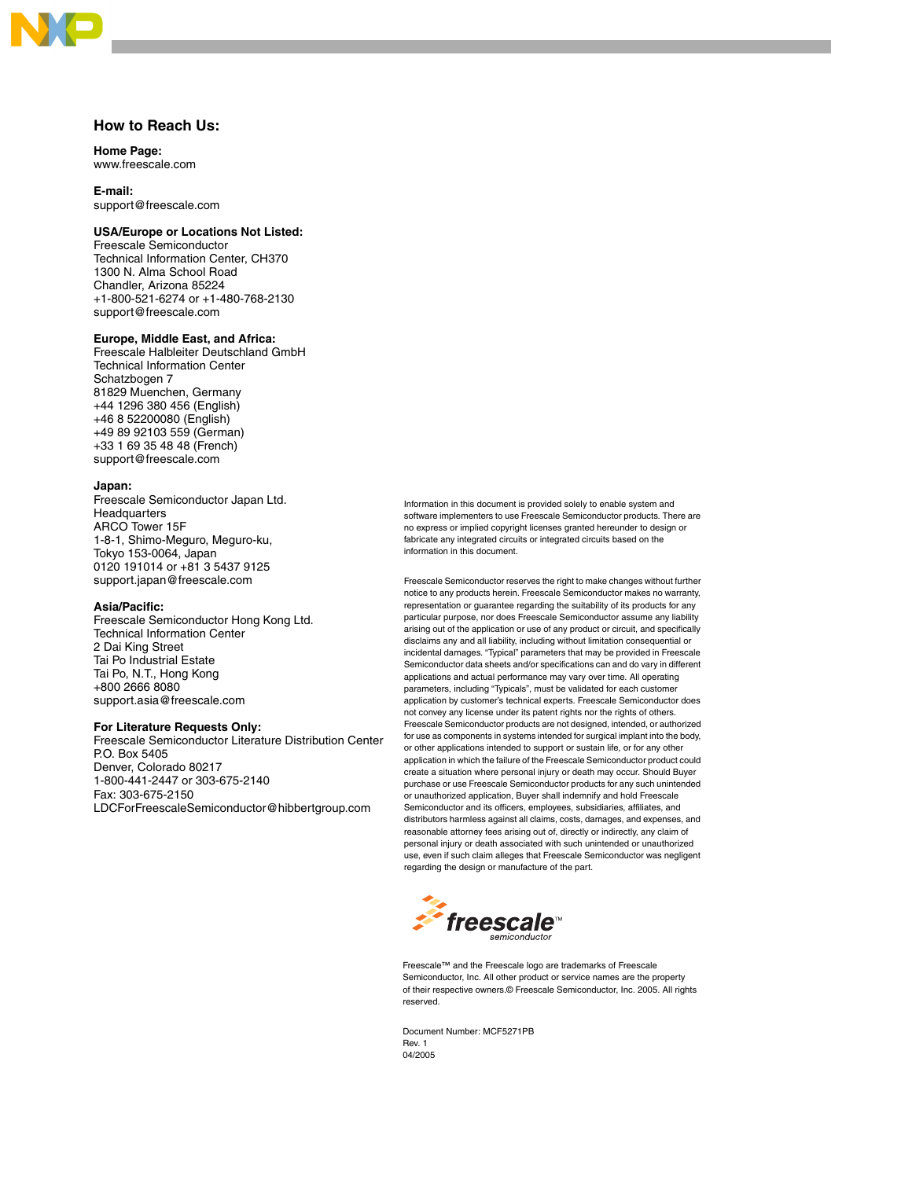## How to Reach Us:

**Home Page:**
www.freescale.com

**E-mail:**
support@freescale.com

**USA/Europe or Locations Not Listed:**
Freescale Semiconductor
Technical Information Center, CH370
1300 N. Alma School Road
Chandler, Arizona 85224
+1-800-521-6274 or +1-480-768-2130
support@freescale.com

**Europe, Middle East, and Africa:**
Freescale Halbleiter Deutschland GmbH
Technical Information Center
Schatzbogen 7
81829 Muenchen, Germany
+44 1296 380 456 (English)
+46 8 52200080 (English)
+49 89 92103 559 (German)
+33 1 69 35 48 48 (French)
support@freescale.com

**Japan:**
Freescale Semiconductor Japan Ltd.
Headquarters
ARCO Tower 15F
1-8-1, Shimo-Meguro, Meguro-ku,
Tokyo 153-0064, Japan
0120 191014 or +81 3 5437 9125
support.japan@freescale.com

**Asia/Pacific:**
Freescale Semiconductor Hong Kong Ltd.
Technical Information Center
2 Dai King Street
Tai Po Industrial Estate
Tai Po, N.T., Hong Kong
+800 2666 8080
support.asia@freescale.com

**For Literature Requests Only:**
Freescale Semiconductor Literature Distribution Center
P.O. Box 5405
Denver, Colorado 80217
1-800-441-2447 or 303-675-2140
Fax: 303-675-2150
LDCForFreescaleSemiconductor@hibbertgroup.com

Information in this document is provided solely to enable system and software implementers to use Freescale Semiconductor products. There are no express or implied copyright licenses granted hereunder to design or fabricate any integrated circuits or integrated circuits based on the information in this document.

Freescale Semiconductor reserves the right to make changes without further notice to any products herein. Freescale Semiconductor makes no warranty, representation or guarantee regarding the suitability of its products for any particular purpose, nor does Freescale Semiconductor assume any liability arising out of the application or use of any product or circuit, and specifically disclaims any and all liability, including without limitation consequential or incidental damages. “Typical” parameters that may be provided in Freescale Semiconductor data sheets and/or specifications can and do vary in different applications and actual performance may vary over time. All operating parameters, including “Typicals”, must be validated for each customer application by customer’s technical experts. Freescale Semiconductor does not convey any license under its patent rights nor the rights of others. Freescale Semiconductor products are not designed, intended, or authorized for use as components in systems intended for surgical implant into the body, or other applications intended to support or sustain life, or for any other application in which the failure of the Freescale Semiconductor product could create a situation where personal injury or death may occur. Should Buyer purchase or use Freescale Semiconductor products for any such unintended or unauthorized application, Buyer shall indemnify and hold Freescale Semiconductor and its officers, employees, subsidiaries, affiliates, and distributors harmless against all claims, costs, damages, and expenses, and reasonable attorney fees arising out of, directly or indirectly, any claim of personal injury or death associated with such unintended or unauthorized use, even if such claim alleges that Freescale Semiconductor was negligent regarding the design or manufacture of the part.

freescale™ semiconductor

Freescale™ and the Freescale logo are trademarks of Freescale Semiconductor, Inc. All other product or service names are the property of their respective owners.© Freescale Semiconductor, Inc. 2005. All rights reserved.

Document Number: MCF5271PB
Rev. 1
04/2005